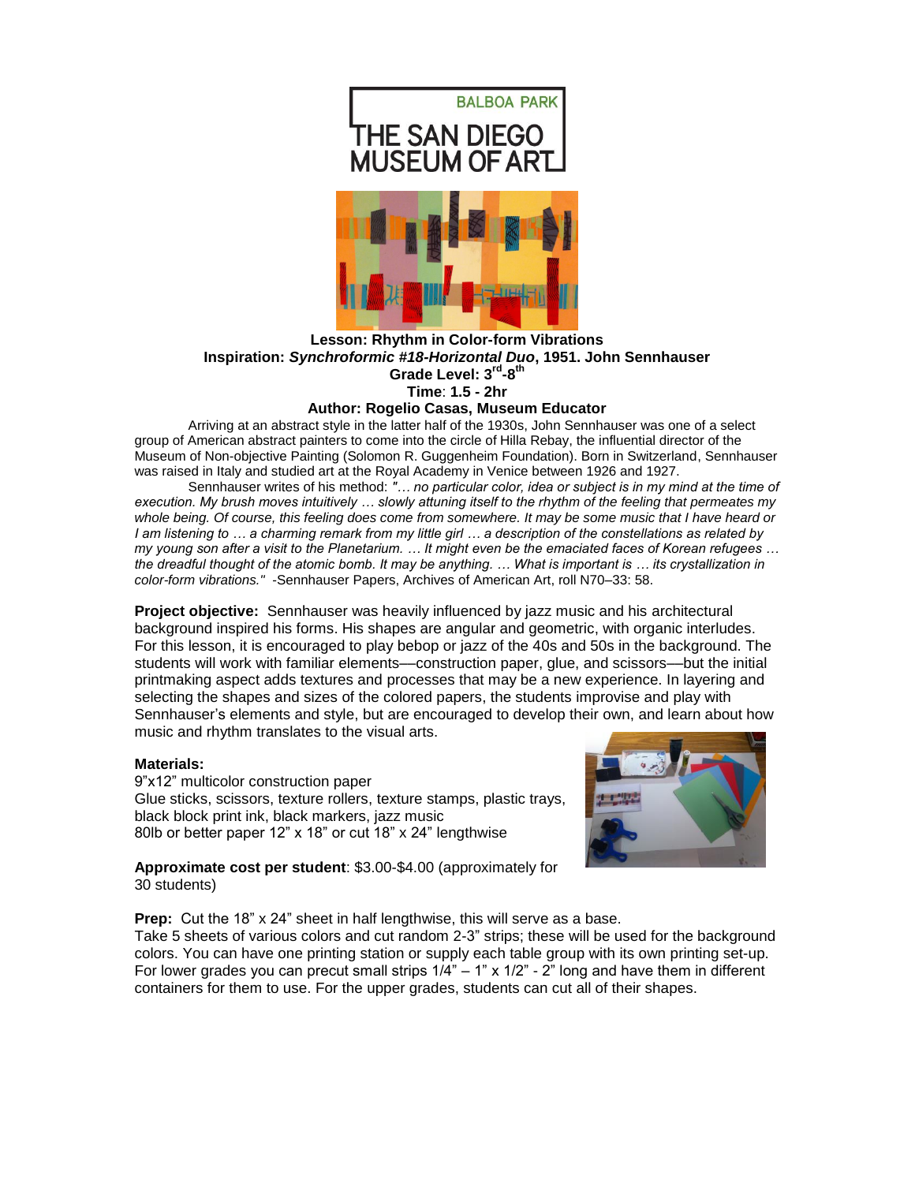BALBOA PARK
THE SAN DIEGO MUSEUM OF ART

**Lesson: Rhythm in Color-form Vibrations**
**Inspiration: *Synchroformic #18-Horizontal Duo*, 1951. John Sennhauser**
**Grade Level: 3rd-8th**
**Time: 1.5 - 2hr**
**Author: Rogelio Casas, Museum Educator**

Arriving at an abstract style in the latter half of the 1930s, John Sennhauser was one of a select group of American abstract painters to come into the circle of Hilla Rebay, the influential director of the Museum of Non-objective Painting (Solomon R. Guggenheim Foundation). Born in Switzerland, Sennhauser was raised in Italy and studied art at the Royal Academy in Venice between 1926 and 1927.

Sennhauser writes of his method: *"… no particular color, idea or subject is in my mind at the time of execution. My brush moves intuitively … slowly attuning itself to the rhythm of the feeling that permeates my whole being. Of course, this feeling does come from somewhere. It may be some music that I have heard or I am listening to … a charming remark from my little girl … a description of the constellations as related by my young son after a visit to the Planetarium. … It might even be the emaciated faces of Korean refugees … the dreadful thought of the atomic bomb. It may be anything. … What is important is … its crystallization in color-form vibrations."* -Sennhauser Papers, Archives of American Art, roll N70–33: 58.

**Project objective:** Sennhauser was heavily influenced by jazz music and his architectural background inspired his forms. His shapes are angular and geometric, with organic interludes. For this lesson, it is encouraged to play bebop or jazz of the 40s and 50s in the background. The students will work with familiar elements—construction paper, glue, and scissors—but the initial printmaking aspect adds textures and processes that may be a new experience. In layering and selecting the shapes and sizes of the colored papers, the students improvise and play with Sennhauser's elements and style, but are encouraged to develop their own, and learn about how music and rhythm translates to the visual arts.

**Materials:**
9"x12" multicolor construction paper
Glue sticks, scissors, texture rollers, texture stamps, plastic trays, black block print ink, black markers, jazz music
80lb or better paper 12" x 18" or cut 18" x 24" lengthwise

**Approximate cost per student**: $3.00-$4.00 (approximately for 30 students)

**Prep:** Cut the 18" x 24" sheet in half lengthwise, this will serve as a base.
Take 5 sheets of various colors and cut random 2-3" strips; these will be used for the background colors. You can have one printing station or supply each table group with its own printing set-up. For lower grades you can precut small strips 1/4" – 1" x 1/2" - 2" long and have them in different containers for them to use. For the upper grades, students can cut all of their shapes.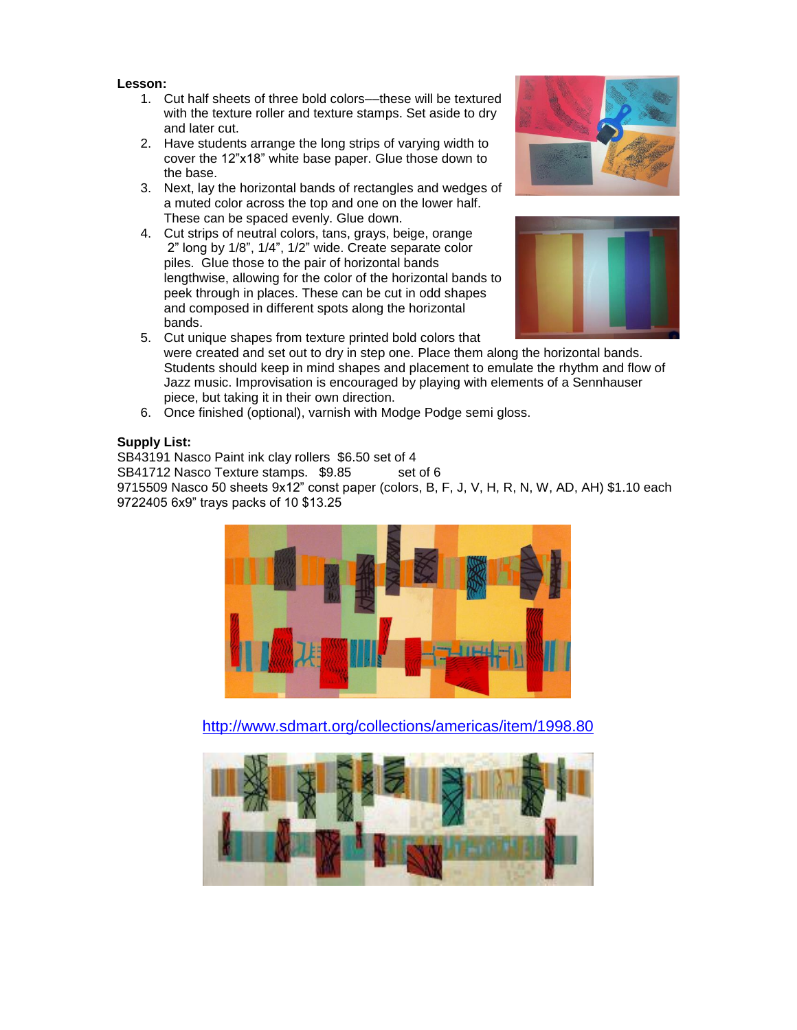**Lesson:**

1. Cut half sheets of three bold colors––these will be textured with the texture roller and texture stamps. Set aside to dry and later cut.
2. Have students arrange the long strips of varying width to cover the 12"x18" white base paper. Glue those down to the base.
3. Next, lay the horizontal bands of rectangles and wedges of a muted color across the top and one on the lower half. These can be spaced evenly. Glue down.
4. Cut strips of neutral colors, tans, grays, beige, orange 2" long by 1/8", 1/4", 1/2" wide. Create separate color piles. Glue those to the pair of horizontal bands lengthwise, allowing for the color of the horizontal bands to peek through in places. These can be cut in odd shapes and composed in different spots along the horizontal bands.
5. Cut unique shapes from texture printed bold colors that were created and set out to dry in step one. Place them along the horizontal bands. Students should keep in mind shapes and placement to emulate the rhythm and flow of Jazz music. Improvisation is encouraged by playing with elements of a Sennhauser piece, but taking it in their own direction.
6. Once finished (optional), varnish with Modge Podge semi gloss.

**Supply List:**

SB43191 Nasco Paint ink clay rollers $6.50 set of 4
SB41712 Nasco Texture stamps. $9.85 set of 6
9715509 Nasco 50 sheets 9x12" const paper (colors, B, F, J, V, H, R, N, W, AD, AH) $1.10 each
9722405 6x9" trays packs of 10 $13.25

http://www.sdmart.org/collections/americas/item/1998.80